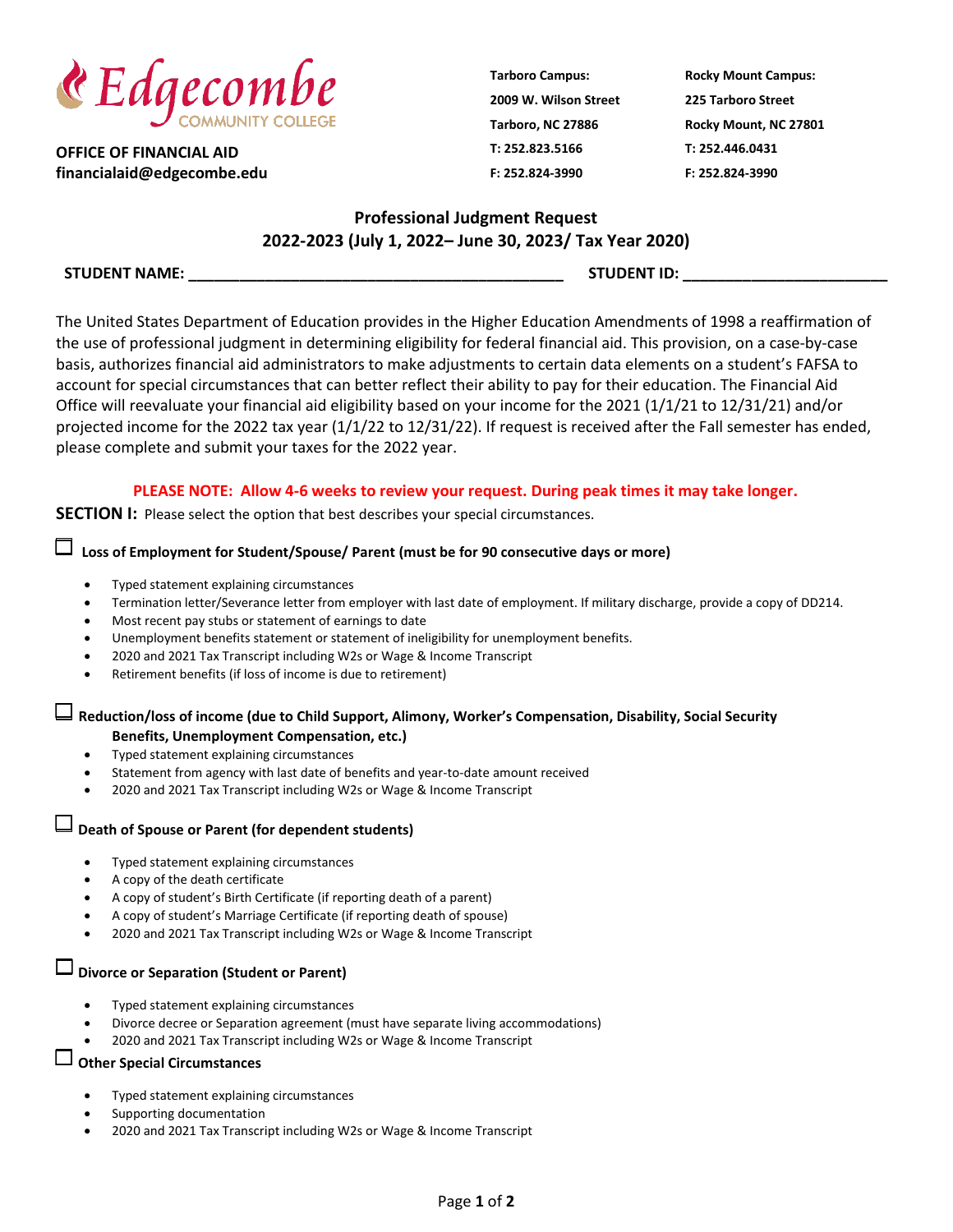Edgecombe COMMUNITY COLLEGE

**OFFICE OF FINANCIAL AID**
**financialaid@edgecombe.edu**

**Tarboro Campus:**
**2009 W. Wilson Street**
**Tarboro, NC 27886**
**T: 252.823.5166**
**F: 252.824-3990**

**Rocky Mount Campus:**
**225 Tarboro Street**
**Rocky Mount, NC 27801**
**T: 252.446.0431**
**F: 252.824-3990**

# Professional Judgment Request
## 2022-2023 (July 1, 2022– June 30, 2023/ Tax Year 2020)

**STUDENT NAME:** ___________________________________________ **STUDENT ID:** ________________________

The United States Department of Education provides in the Higher Education Amendments of 1998 a reaffirmation of the use of professional judgment in determining eligibility for federal financial aid. This provision, on a case-by-case basis, authorizes financial aid administrators to make adjustments to certain data elements on a student's FAFSA to account for special circumstances that can better reflect their ability to pay for their education. The Financial Aid Office will reevaluate your financial aid eligibility based on your income for the 2021 (1/1/21 to 12/31/21) and/or projected income for the 2022 tax year (1/1/22 to 12/31/22). If request is received after the Fall semester has ended, please complete and submit your taxes for the 2022 year.

**PLEASE NOTE: Allow 4-6 weeks to review your request. During peak times it may take longer.**

**SECTION I:** Please select the option that best describes your special circumstances.

☐ **Loss of Employment for Student/Spouse/ Parent (must be for 90 consecutive days or more)**

- Typed statement explaining circumstances
- Termination letter/Severance letter from employer with last date of employment. If military discharge, provide a copy of DD214.
- Most recent pay stubs or statement of earnings to date
- Unemployment benefits statement or statement of ineligibility for unemployment benefits.
- 2020 and 2021 Tax Transcript including W2s or Wage & Income Transcript
- Retirement benefits (if loss of income is due to retirement)

☐ **Reduction/loss of income (due to Child Support, Alimony, Worker's Compensation, Disability, Social Security Benefits, Unemployment Compensation, etc.)**

- Typed statement explaining circumstances
- Statement from agency with last date of benefits and year-to-date amount received
- 2020 and 2021 Tax Transcript including W2s or Wage & Income Transcript

☐ **Death of Spouse or Parent (for dependent students)**

- Typed statement explaining circumstances
- A copy of the death certificate
- A copy of student's Birth Certificate (if reporting death of a parent)
- A copy of student's Marriage Certificate (if reporting death of spouse)
- 2020 and 2021 Tax Transcript including W2s or Wage & Income Transcript

☐ **Divorce or Separation (Student or Parent)**

- Typed statement explaining circumstances
- Divorce decree or Separation agreement (must have separate living accommodations)
- 2020 and 2021 Tax Transcript including W2s or Wage & Income Transcript

☐ **Other Special Circumstances**

- Typed statement explaining circumstances
- Supporting documentation
- 2020 and 2021 Tax Transcript including W2s or Wage & Income Transcript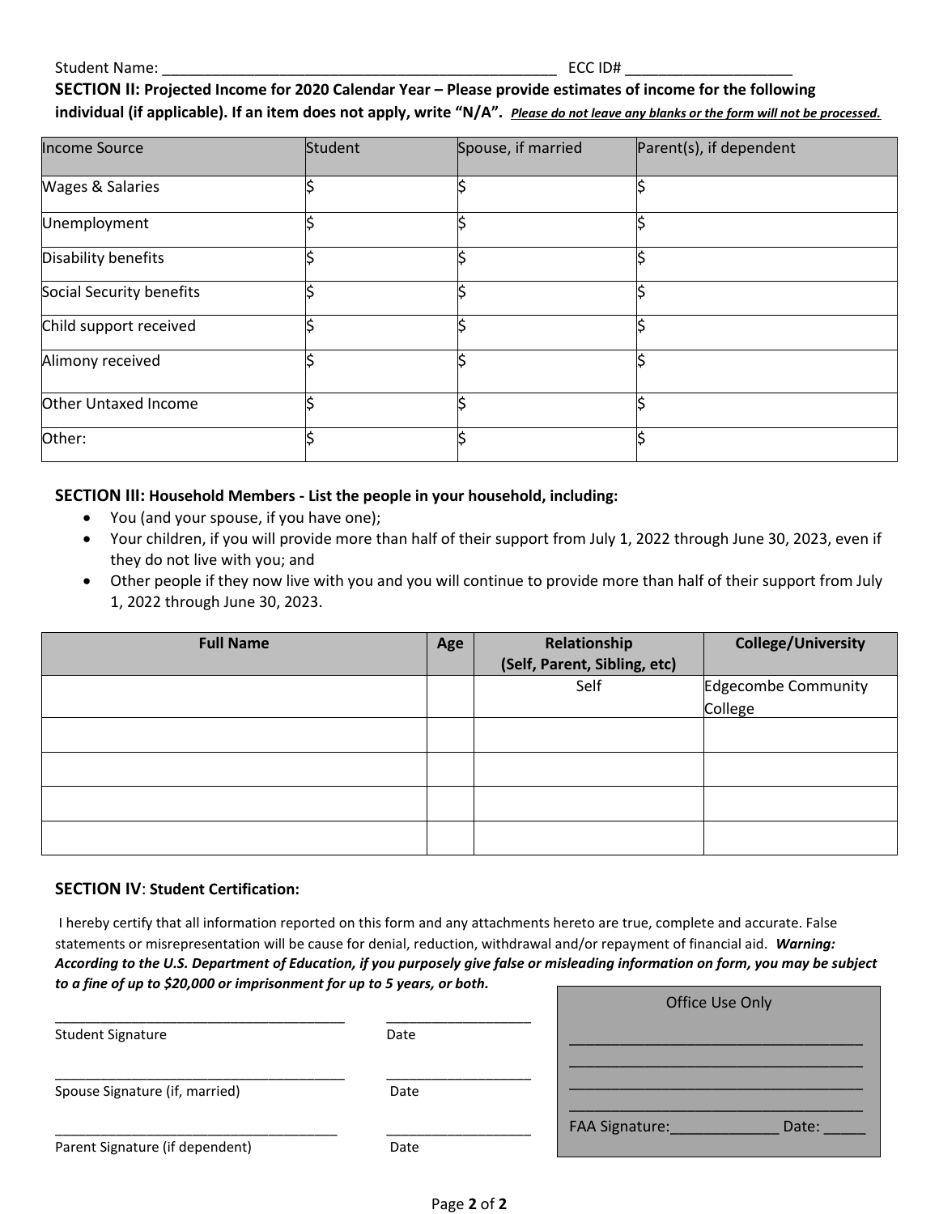Student Name: _______________________________________________ ECC ID# ___________________

**SECTION II: Projected Income for 2020 Calendar Year – Please provide estimates of income for the following individual (if applicable). If an item does not apply, write "N/A".** ***Please do not leave any blanks or the form will not be processed.***

| Income Source | Student | Spouse, if married | Parent(s), if dependent |
|---|---|---|---|
| Wages & Salaries | $ | $ | $ |
| Unemployment | $ | $ | $ |
| Disability benefits | $ | $ | $ |
| Social Security benefits | $ | $ | $ |
| Child support received | $ | $ | $ |
| Alimony received | $ | $ | $ |
| Other Untaxed Income | $ | $ | $ |
| Other: | $ | $ | $ |

**SECTION III: Household Members - List the people in your household, including:**

- You (and your spouse, if you have one);
- Your children, if you will provide more than half of their support from July 1, 2022 through June 30, 2023, even if they do not live with you; and
- Other people if they now live with you and you will continue to provide more than half of their support from July 1, 2022 through June 30, 2023.

| Full Name | Age | Relationship (Self, Parent, Sibling, etc) | College/University |
|---|---|---|---|
| | | Self | Edgecombe Community College |
| | | | |
| | | | |
| | | | |
| | | | |

**SECTION IV: Student Certification:**

I hereby certify that all information reported on this form and any attachments hereto are true, complete and accurate. False statements or misrepresentation will be cause for denial, reduction, withdrawal and/or repayment of financial aid. ***Warning: According to the U.S. Department of Education, if you purposely give false or misleading information on form, you may be subject to a fine of up to $20,000 or imprisonment for up to 5 years, or both.***

_____________________________________ ___________________
Student Signature Date

_____________________________________ ___________________
Spouse Signature (if, married) Date

_____________________________________ ___________________
Parent Signature (if dependent) Date

Office Use Only

___________________________________
___________________________________
___________________________________
___________________________________

FAA Signature:_____________ Date: _____